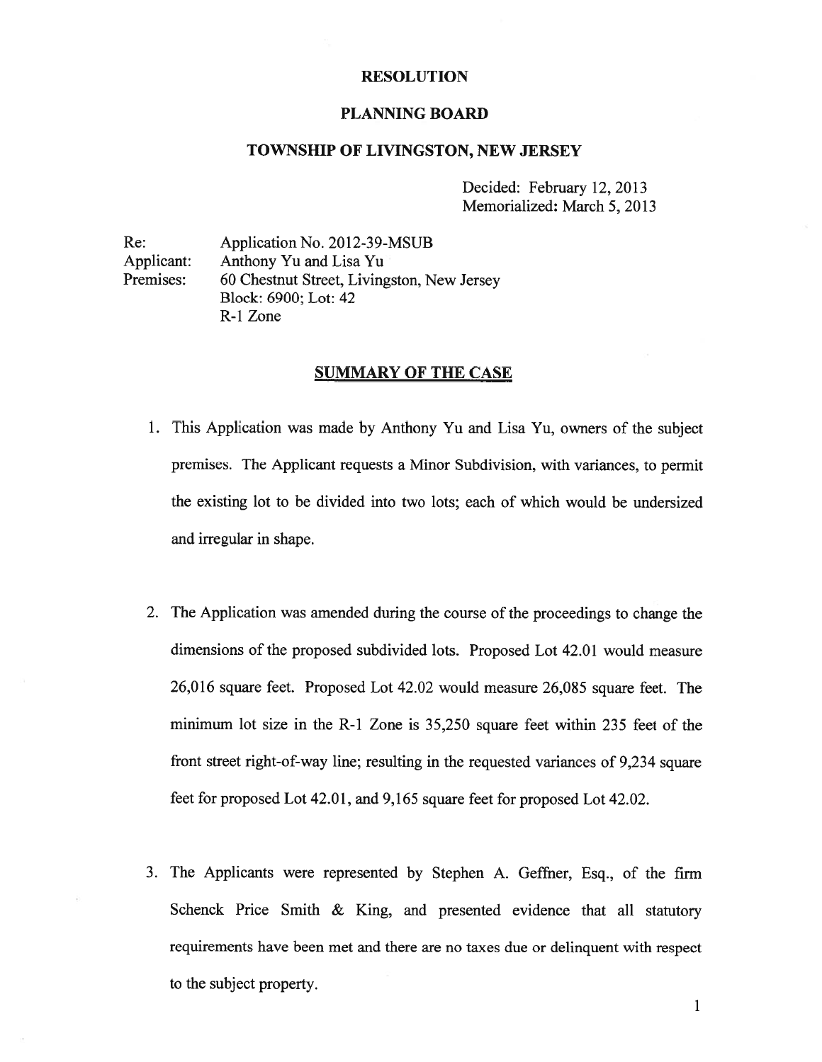# RESOLUTION

## PLANNING BOARD

## TOWNSHIP OF LIVINGSTON, NEW JERSEY

Decided: February 12, 2013
Memorialized: March 5, 2013

Re: Application No. 2012-39-MSUB
Applicant: Anthony Yu and Lisa Yu
Premises: 60 Chestnut Street, Livingston, New Jersey
Block: 6900; Lot: 42
R-1 Zone

## SUMMARY OF THE CASE

1. This Application was made by Anthony Yu and Lisa Yu, owners of the subject premises. The Applicant requests a Minor Subdivision, with variances, to permit the existing lot to be divided into two lots; each of which would be undersized and irregular in shape.

2. The Application was amended during the course of the proceedings to change the dimensions of the proposed subdivided lots. Proposed Lot 42.01 would measure 26,016 square feet. Proposed Lot 42.02 would measure 26,085 square feet. The minimum lot size in the R-1 Zone is 35,250 square feet within 235 feet of the front street right-of-way line; resulting in the requested variances of 9,234 square feet for proposed Lot 42.01, and 9,165 square feet for proposed Lot 42.02.

3. The Applicants were represented by Stephen A. Geffner, Esq., of the firm Schenck Price Smith & King, and presented evidence that all statutory requirements have been met and there are no taxes due or delinquent with respect to the subject property.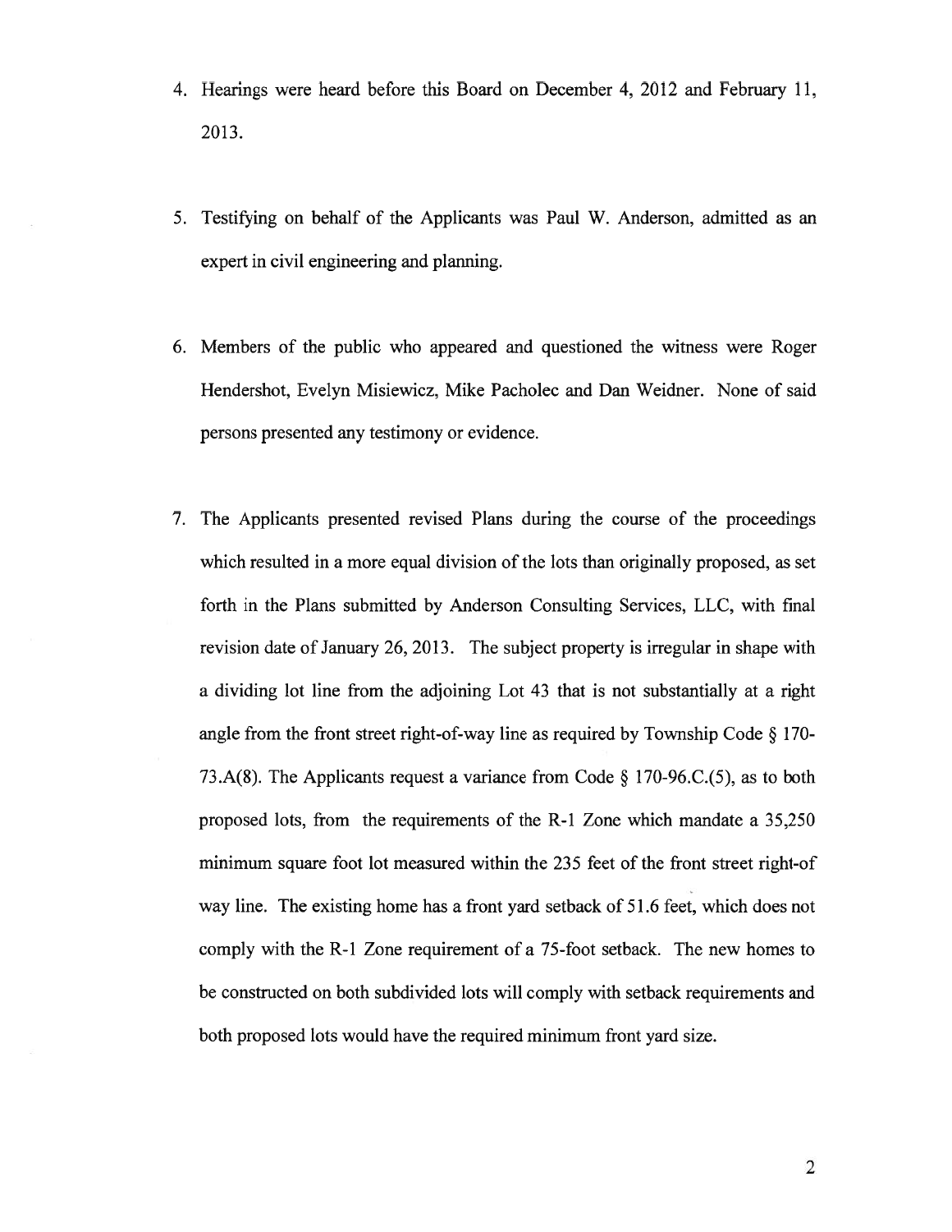4. Hearings were heard before this Board on December 4, 2012 and February 11, 2013.

5. Testifying on behalf of the Applicants was Paul W. Anderson, admitted as an expert in civil engineering and planning.

6. Members of the public who appeared and questioned the witness were Roger Hendershot, Evelyn Misiewicz, Mike Pacholec and Dan Weidner. None of said persons presented any testimony or evidence.

7. The Applicants presented revised Plans during the course of the proceedings which resulted in a more equal division of the lots than originally proposed, as set forth in the Plans submitted by Anderson Consulting Services, LLC, with final revision date of January 26, 2013. The subject property is irregular in shape with a dividing lot line from the adjoining Lot 43 that is not substantially at a right angle from the front street right-of-way line as required by Township Code § 170-73.A(8). The Applicants request a variance from Code § 170-96.C.(5), as to both proposed lots, from the requirements of the R-1 Zone which mandate a 35,250 minimum square foot lot measured within the 235 feet of the front street right-of way line. The existing home has a front yard setback of 51.6 feet, which does not comply with the R-1 Zone requirement of a 75-foot setback. The new homes to be constructed on both subdivided lots will comply with setback requirements and both proposed lots would have the required minimum front yard size.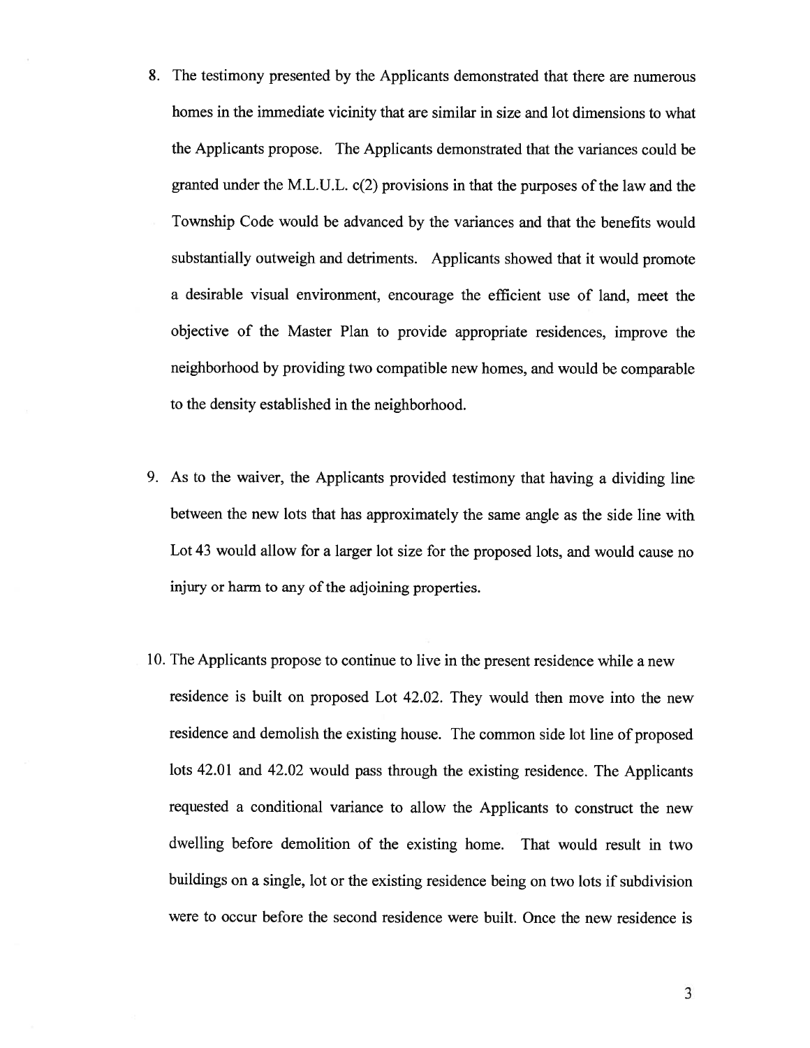8. The testimony presented by the Applicants demonstrated that there are numerous homes in the immediate vicinity that are similar in size and lot dimensions to what the Applicants propose. The Applicants demonstrated that the variances could be granted under the M.L.U.L. c(2) provisions in that the purposes of the law and the Township Code would be advanced by the variances and that the benefits would substantially outweigh and detriments. Applicants showed that it would promote a desirable visual environment, encourage the efficient use of land, meet the objective of the Master Plan to provide appropriate residences, improve the neighborhood by providing two compatible new homes, and would be comparable to the density established in the neighborhood.

9. As to the waiver, the Applicants provided testimony that having a dividing line between the new lots that has approximately the same angle as the side line with Lot 43 would allow for a larger lot size for the proposed lots, and would cause no injury or harm to any of the adjoining properties.

10. The Applicants propose to continue to live in the present residence while a new residence is built on proposed Lot 42.02. They would then move into the new residence and demolish the existing house. The common side lot line of proposed lots 42.01 and 42.02 would pass through the existing residence. The Applicants requested a conditional variance to allow the Applicants to construct the new dwelling before demolition of the existing home. That would result in two buildings on a single, lot or the existing residence being on two lots if subdivision were to occur before the second residence were built. Once the new residence is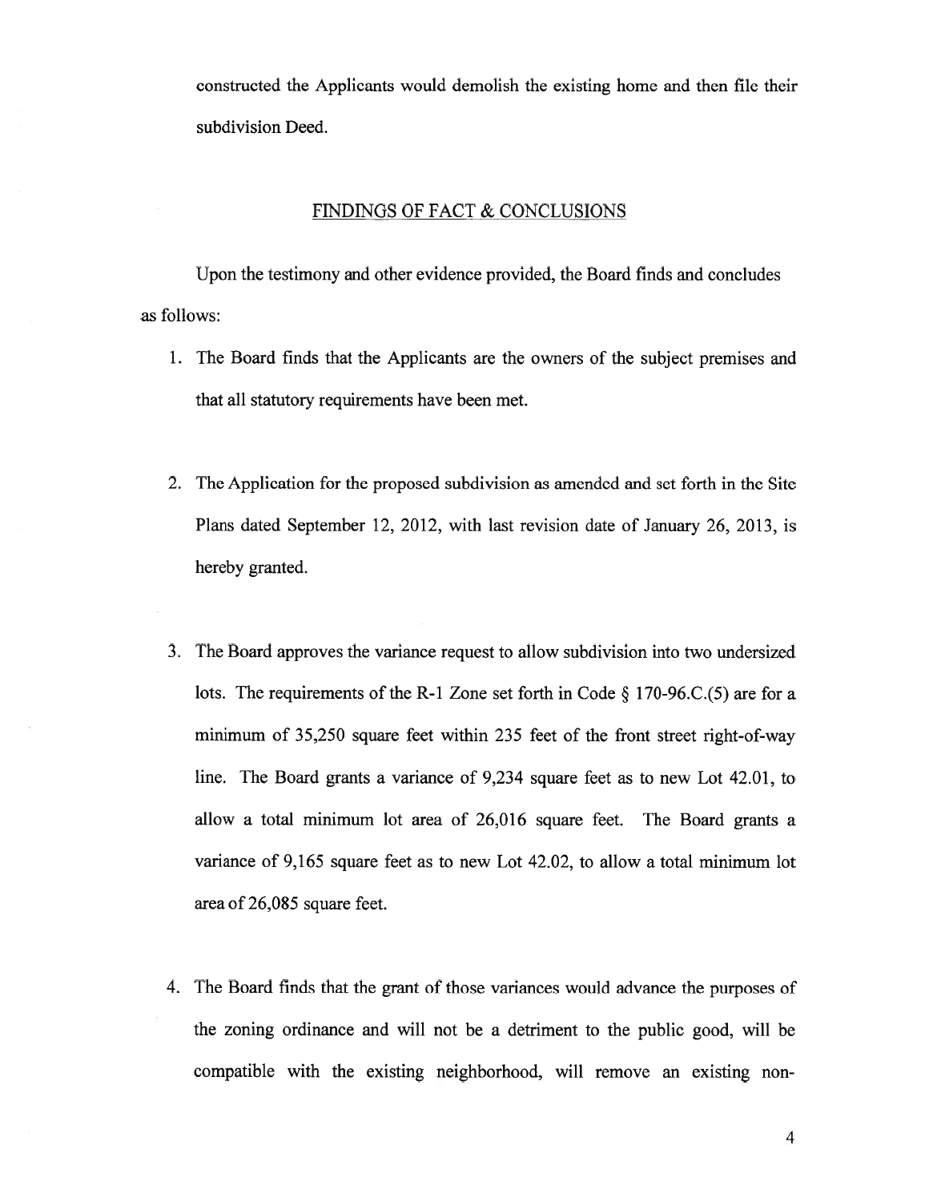constructed the Applicants would demolish the existing home and then file their subdivision Deed.

## FINDINGS OF FACT & CONCLUSIONS

Upon the testimony and other evidence provided, the Board finds and concludes as follows:

1. The Board finds that the Applicants are the owners of the subject premises and that all statutory requirements have been met.

2. The Application for the proposed subdivision as amended and set forth in the Site Plans dated September 12, 2012, with last revision date of January 26, 2013, is hereby granted.

3. The Board approves the variance request to allow subdivision into two undersized lots. The requirements of the R-1 Zone set forth in Code § 170-96.C.(5) are for a minimum of 35,250 square feet within 235 feet of the front street right-of-way line. The Board grants a variance of 9,234 square feet as to new Lot 42.01, to allow a total minimum lot area of 26,016 square feet. The Board grants a variance of 9,165 square feet as to new Lot 42.02, to allow a total minimum lot area of 26,085 square feet.

4. The Board finds that the grant of those variances would advance the purposes of the zoning ordinance and will not be a detriment to the public good, will be compatible with the existing neighborhood, will remove an existing non-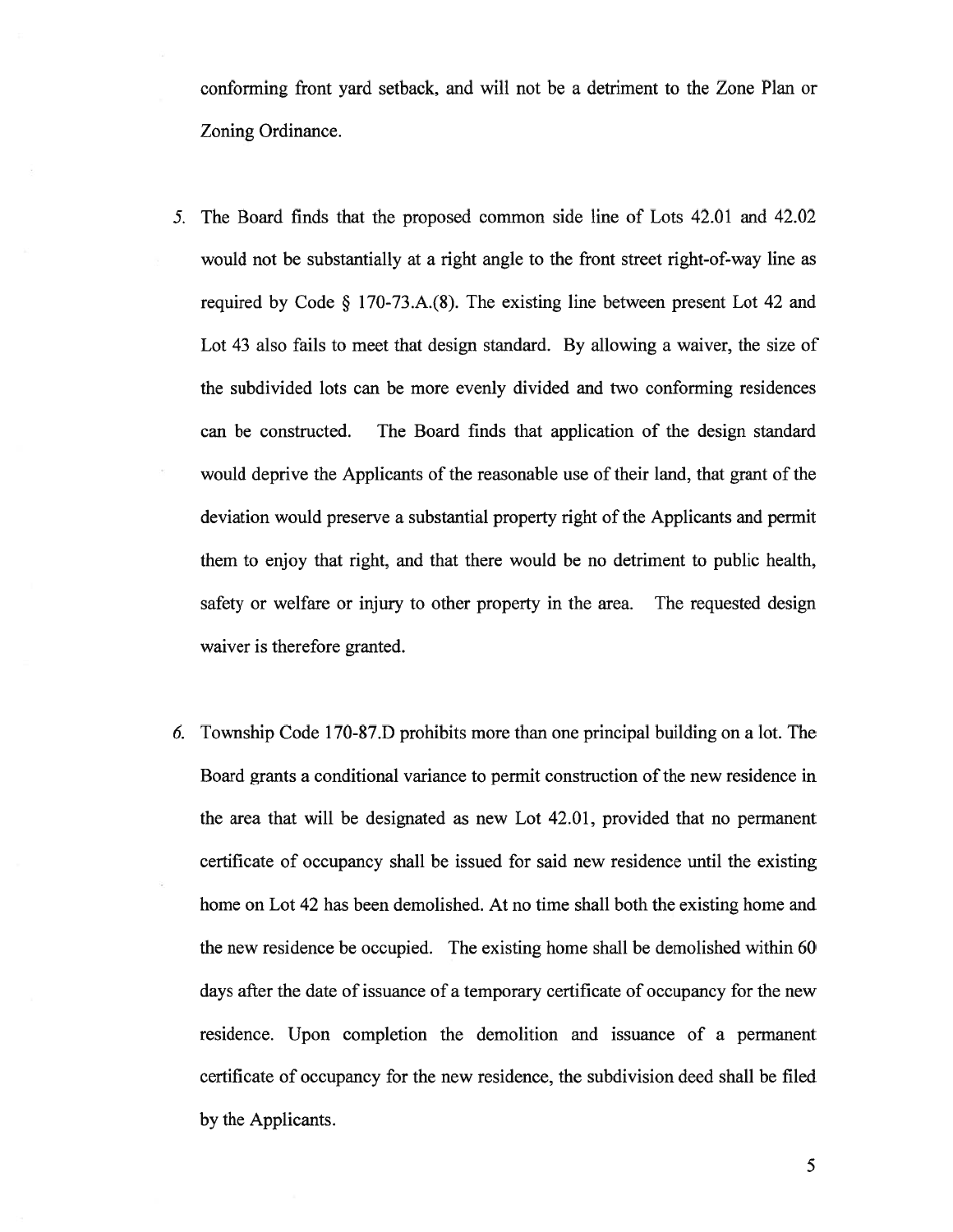conforming front yard setback, and will not be a detriment to the Zone Plan or Zoning Ordinance.

5. The Board finds that the proposed common side line of Lots 42.01 and 42.02 would not be substantially at a right angle to the front street right-of-way line as required by Code § 170-73.A.(8). The existing line between present Lot 42 and Lot 43 also fails to meet that design standard. By allowing a waiver, the size of the subdivided lots can be more evenly divided and two conforming residences can be constructed. The Board finds that application of the design standard would deprive the Applicants of the reasonable use of their land, that grant of the deviation would preserve a substantial property right of the Applicants and permit them to enjoy that right, and that there would be no detriment to public health, safety or welfare or injury to other property in the area. The requested design waiver is therefore granted.

6. Township Code 170-87.D prohibits more than one principal building on a lot. The Board grants a conditional variance to permit construction of the new residence in the area that will be designated as new Lot 42.01, provided that no permanent certificate of occupancy shall be issued for said new residence until the existing home on Lot 42 has been demolished. At no time shall both the existing home and the new residence be occupied. The existing home shall be demolished within 60 days after the date of issuance of a temporary certificate of occupancy for the new residence. Upon completion the demolition and issuance of a permanent certificate of occupancy for the new residence, the subdivision deed shall be filed by the Applicants.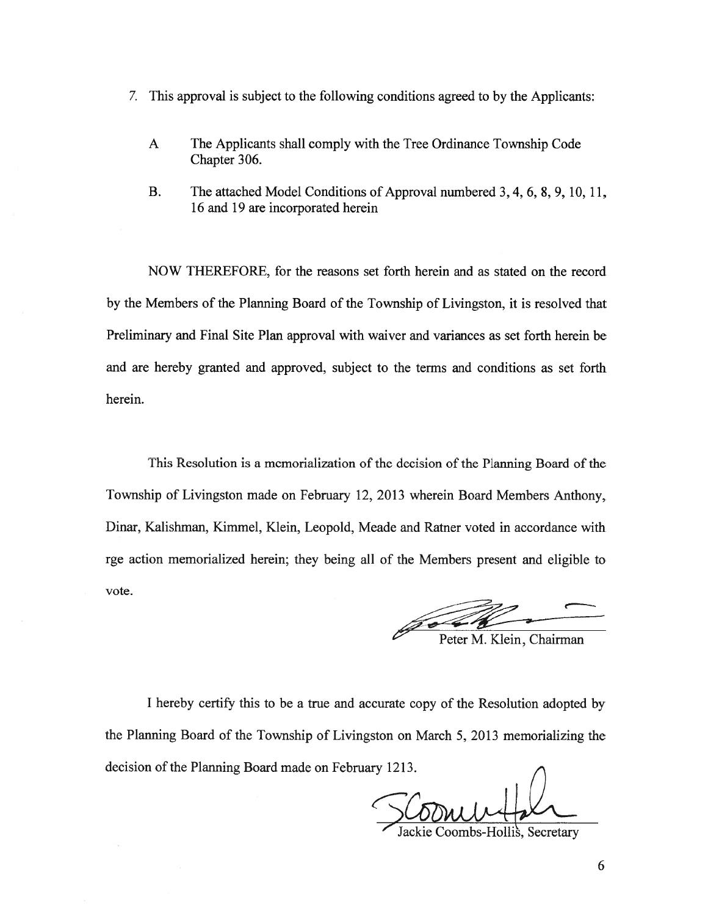7. This approval is subject to the following conditions agreed to by the Applicants:

   A The Applicants shall comply with the Tree Ordinance Township Code Chapter 306.

   B. The attached Model Conditions of Approval numbered 3, 4, 6, 8, 9, 10, 11, 16 and 19 are incorporated herein

NOW THEREFORE, for the reasons set forth herein and as stated on the record by the Members of the Planning Board of the Township of Livingston, it is resolved that Preliminary and Final Site Plan approval with waiver and variances as set forth herein be and are hereby granted and approved, subject to the terms and conditions as set forth herein.

This Resolution is a memorialization of the decision of the Planning Board of the Township of Livingston made on February 12, 2013 wherein Board Members Anthony, Dinar, Kalishman, Kimmel, Klein, Leopold, Meade and Ratner voted in accordance with rge action memorialized herein; they being all of the Members present and eligible to vote.

Peter M. Klein, Chairman

I hereby certify this to be a true and accurate copy of the Resolution adopted by the Planning Board of the Township of Livingston on March 5, 2013 memorializing the decision of the Planning Board made on February 1213.

Jackie Coombs-Hollis, Secretary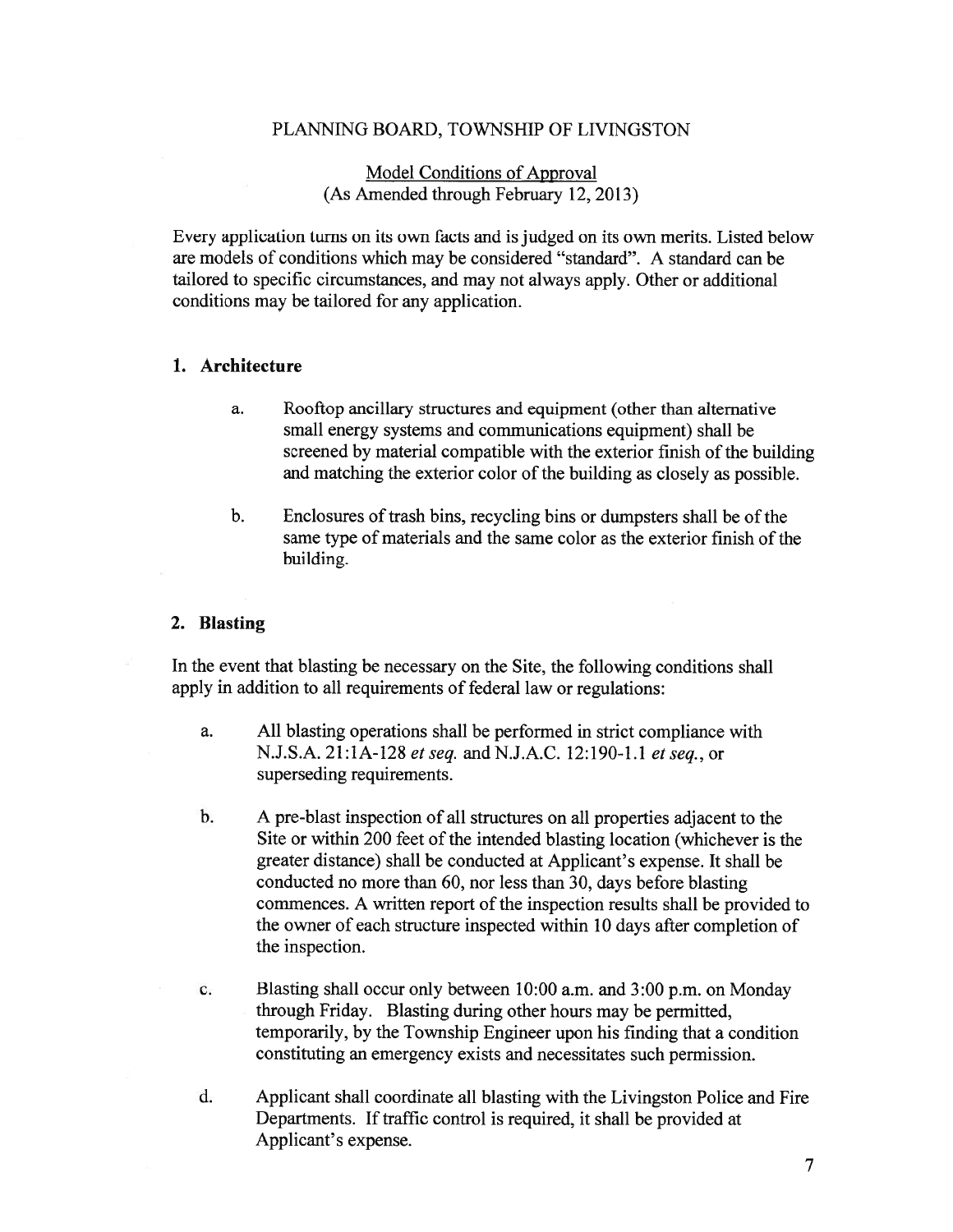PLANNING BOARD, TOWNSHIP OF LIVINGSTON

Model Conditions of Approval
(As Amended through February 12, 2013)

Every application turns on its own facts and is judged on its own merits. Listed below are models of conditions which may be considered "standard". A standard can be tailored to specific circumstances, and may not always apply. Other or additional conditions may be tailored for any application.

## 1. Architecture

a. Rooftop ancillary structures and equipment (other than alternative small energy systems and communications equipment) shall be screened by material compatible with the exterior finish of the building and matching the exterior color of the building as closely as possible.

b. Enclosures of trash bins, recycling bins or dumpsters shall be of the same type of materials and the same color as the exterior finish of the building.

## 2. Blasting

In the event that blasting be necessary on the Site, the following conditions shall apply in addition to all requirements of federal law or regulations:

a. All blasting operations shall be performed in strict compliance with N.J.S.A. 21:1A-128 *et seq.* and N.J.A.C. 12:190-1.1 *et seq.*, or superseding requirements.

b. A pre-blast inspection of all structures on all properties adjacent to the Site or within 200 feet of the intended blasting location (whichever is the greater distance) shall be conducted at Applicant's expense. It shall be conducted no more than 60, nor less than 30, days before blasting commences. A written report of the inspection results shall be provided to the owner of each structure inspected within 10 days after completion of the inspection.

c. Blasting shall occur only between 10:00 a.m. and 3:00 p.m. on Monday through Friday. Blasting during other hours may be permitted, temporarily, by the Township Engineer upon his finding that a condition constituting an emergency exists and necessitates such permission.

d. Applicant shall coordinate all blasting with the Livingston Police and Fire Departments. If traffic control is required, it shall be provided at Applicant's expense.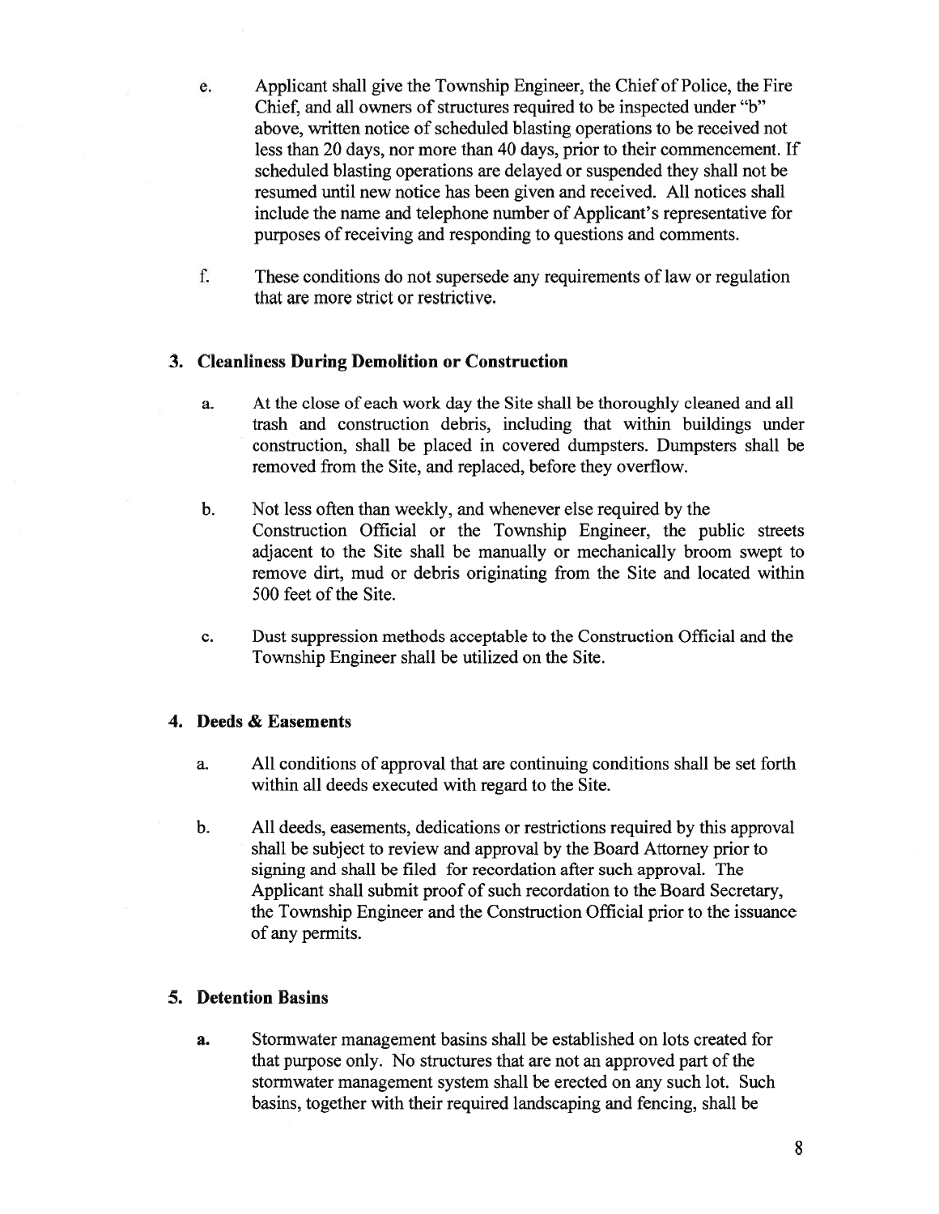e. Applicant shall give the Township Engineer, the Chief of Police, the Fire Chief, and all owners of structures required to be inspected under "b" above, written notice of scheduled blasting operations to be received not less than 20 days, nor more than 40 days, prior to their commencement. If scheduled blasting operations are delayed or suspended they shall not be resumed until new notice has been given and received. All notices shall include the name and telephone number of Applicant's representative for purposes of receiving and responding to questions and comments.

f. These conditions do not supersede any requirements of law or regulation that are more strict or restrictive.

### 3. Cleanliness During Demolition or Construction

a. At the close of each work day the Site shall be thoroughly cleaned and all trash and construction debris, including that within buildings under construction, shall be placed in covered dumpsters. Dumpsters shall be removed from the Site, and replaced, before they overflow.

b. Not less often than weekly, and whenever else required by the Construction Official or the Township Engineer, the public streets adjacent to the Site shall be manually or mechanically broom swept to remove dirt, mud or debris originating from the Site and located within 500 feet of the Site.

c. Dust suppression methods acceptable to the Construction Official and the Township Engineer shall be utilized on the Site.

### 4. Deeds & Easements

a. All conditions of approval that are continuing conditions shall be set forth within all deeds executed with regard to the Site.

b. All deeds, easements, dedications or restrictions required by this approval shall be subject to review and approval by the Board Attorney prior to signing and shall be filed for recordation after such approval. The Applicant shall submit proof of such recordation to the Board Secretary, the Township Engineer and the Construction Official prior to the issuance of any permits.

### 5. Detention Basins

**a.** Stormwater management basins shall be established on lots created for that purpose only. No structures that are not an approved part of the stormwater management system shall be erected on any such lot. Such basins, together with their required landscaping and fencing, shall be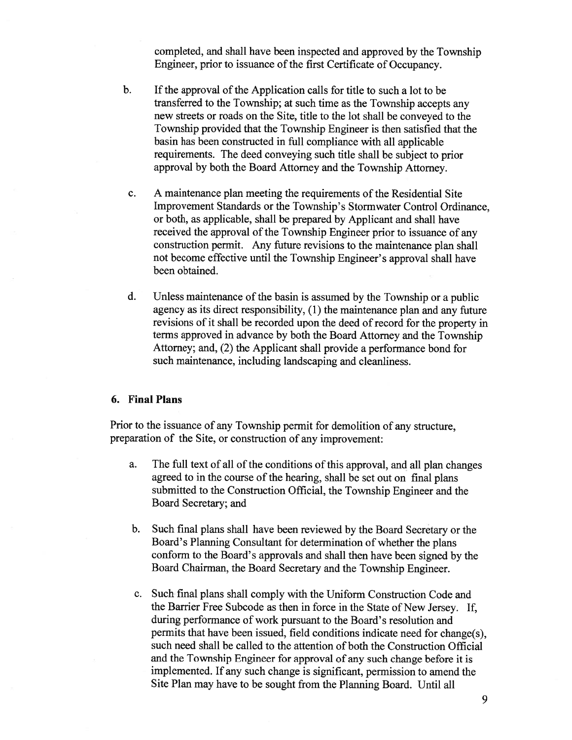completed, and shall have been inspected and approved by the Township Engineer, prior to issuance of the first Certificate of Occupancy.

b. If the approval of the Application calls for title to such a lot to be transferred to the Township; at such time as the Township accepts any new streets or roads on the Site, title to the lot shall be conveyed to the Township provided that the Township Engineer is then satisfied that the basin has been constructed in full compliance with all applicable requirements. The deed conveying such title shall be subject to prior approval by both the Board Attorney and the Township Attorney.

c. A maintenance plan meeting the requirements of the Residential Site Improvement Standards or the Township's Stormwater Control Ordinance, or both, as applicable, shall be prepared by Applicant and shall have received the approval of the Township Engineer prior to issuance of any construction permit. Any future revisions to the maintenance plan shall not become effective until the Township Engineer's approval shall have been obtained.

d. Unless maintenance of the basin is assumed by the Township or a public agency as its direct responsibility, (1) the maintenance plan and any future revisions of it shall be recorded upon the deed of record for the property in terms approved in advance by both the Board Attorney and the Township Attorney; and, (2) the Applicant shall provide a performance bond for such maintenance, including landscaping and cleanliness.

### 6. Final Plans

Prior to the issuance of any Township permit for demolition of any structure, preparation of the Site, or construction of any improvement:

a. The full text of all of the conditions of this approval, and all plan changes agreed to in the course of the hearing, shall be set out on final plans submitted to the Construction Official, the Township Engineer and the Board Secretary; and

b. Such final plans shall have been reviewed by the Board Secretary or the Board's Planning Consultant for determination of whether the plans conform to the Board's approvals and shall then have been signed by the Board Chairman, the Board Secretary and the Township Engineer.

c. Such final plans shall comply with the Uniform Construction Code and the Barrier Free Subcode as then in force in the State of New Jersey. If, during performance of work pursuant to the Board's resolution and permits that have been issued, field conditions indicate need for change(s), such need shall be called to the attention of both the Construction Official and the Township Engineer for approval of any such change before it is implemented. If any such change is significant, permission to amend the Site Plan may have to be sought from the Planning Board. Until all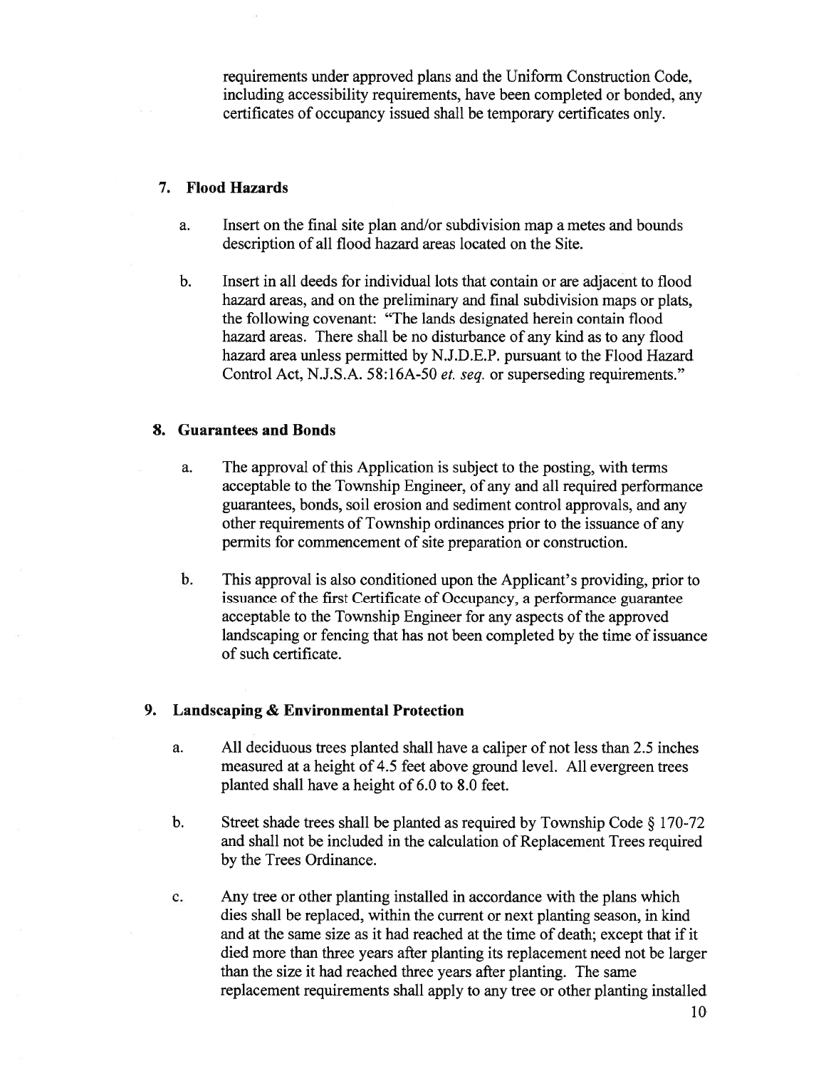requirements under approved plans and the Uniform Construction Code, including accessibility requirements, have been completed or bonded, any certificates of occupancy issued shall be temporary certificates only.

## 7. Flood Hazards

a. Insert on the final site plan and/or subdivision map a metes and bounds description of all flood hazard areas located on the Site.

b. Insert in all deeds for individual lots that contain or are adjacent to flood hazard areas, and on the preliminary and final subdivision maps or plats, the following covenant: "The lands designated herein contain flood hazard areas. There shall be no disturbance of any kind as to any flood hazard area unless permitted by N.J.D.E.P. pursuant to the Flood Hazard Control Act, N.J.S.A. 58:16A-50 *et. seq.* or superseding requirements."

## 8. Guarantees and Bonds

a. The approval of this Application is subject to the posting, with terms acceptable to the Township Engineer, of any and all required performance guarantees, bonds, soil erosion and sediment control approvals, and any other requirements of Township ordinances prior to the issuance of any permits for commencement of site preparation or construction.

b. This approval is also conditioned upon the Applicant's providing, prior to issuance of the first Certificate of Occupancy, a performance guarantee acceptable to the Township Engineer for any aspects of the approved landscaping or fencing that has not been completed by the time of issuance of such certificate.

## 9. Landscaping & Environmental Protection

a. All deciduous trees planted shall have a caliper of not less than 2.5 inches measured at a height of 4.5 feet above ground level. All evergreen trees planted shall have a height of 6.0 to 8.0 feet.

b. Street shade trees shall be planted as required by Township Code § 170-72 and shall not be included in the calculation of Replacement Trees required by the Trees Ordinance.

c. Any tree or other planting installed in accordance with the plans which dies shall be replaced, within the current or next planting season, in kind and at the same size as it had reached at the time of death; except that if it died more than three years after planting its replacement need not be larger than the size it had reached three years after planting. The same replacement requirements shall apply to any tree or other planting installed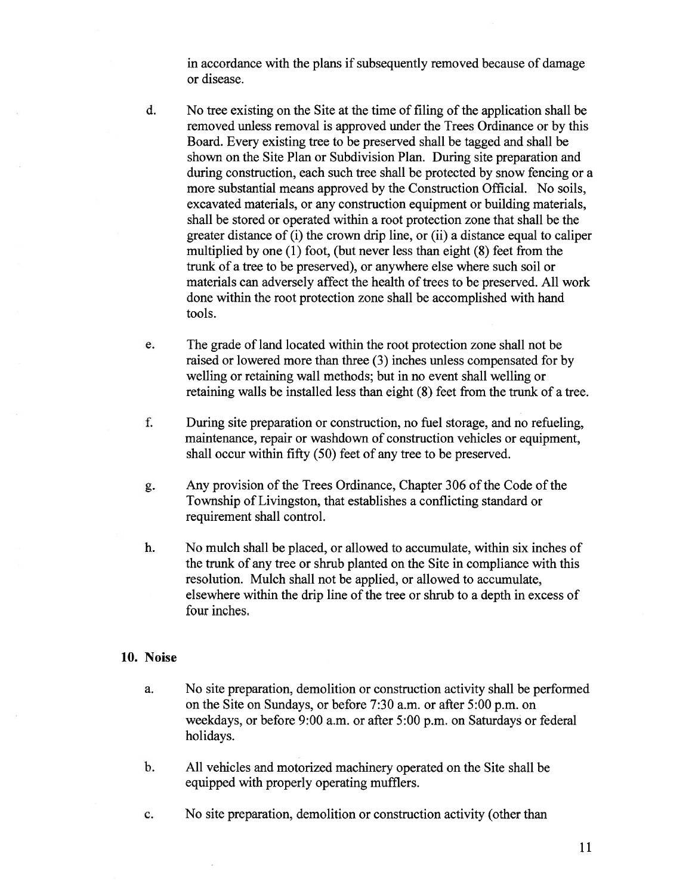in accordance with the plans if subsequently removed because of damage or disease.

d. No tree existing on the Site at the time of filing of the application shall be removed unless removal is approved under the Trees Ordinance or by this Board. Every existing tree to be preserved shall be tagged and shall be shown on the Site Plan or Subdivision Plan. During site preparation and during construction, each such tree shall be protected by snow fencing or a more substantial means approved by the Construction Official. No soils, excavated materials, or any construction equipment or building materials, shall be stored or operated within a root protection zone that shall be the greater distance of (i) the crown drip line, or (ii) a distance equal to caliper multiplied by one (1) foot, (but never less than eight (8) feet from the trunk of a tree to be preserved), or anywhere else where such soil or materials can adversely affect the health of trees to be preserved. All work done within the root protection zone shall be accomplished with hand tools.

e. The grade of land located within the root protection zone shall not be raised or lowered more than three (3) inches unless compensated for by welling or retaining wall methods; but in no event shall welling or retaining walls be installed less than eight (8) feet from the trunk of a tree.

f. During site preparation or construction, no fuel storage, and no refueling, maintenance, repair or washdown of construction vehicles or equipment, shall occur within fifty (50) feet of any tree to be preserved.

g. Any provision of the Trees Ordinance, Chapter 306 of the Code of the Township of Livingston, that establishes a conflicting standard or requirement shall control.

h. No mulch shall be placed, or allowed to accumulate, within six inches of the trunk of any tree or shrub planted on the Site in compliance with this resolution. Mulch shall not be applied, or allowed to accumulate, elsewhere within the drip line of the tree or shrub to a depth in excess of four inches.

**10. Noise**

a. No site preparation, demolition or construction activity shall be performed on the Site on Sundays, or before 7:30 a.m. or after 5:00 p.m. on weekdays, or before 9:00 a.m. or after 5:00 p.m. on Saturdays or federal holidays.

b. All vehicles and motorized machinery operated on the Site shall be equipped with properly operating mufflers.

c. No site preparation, demolition or construction activity (other than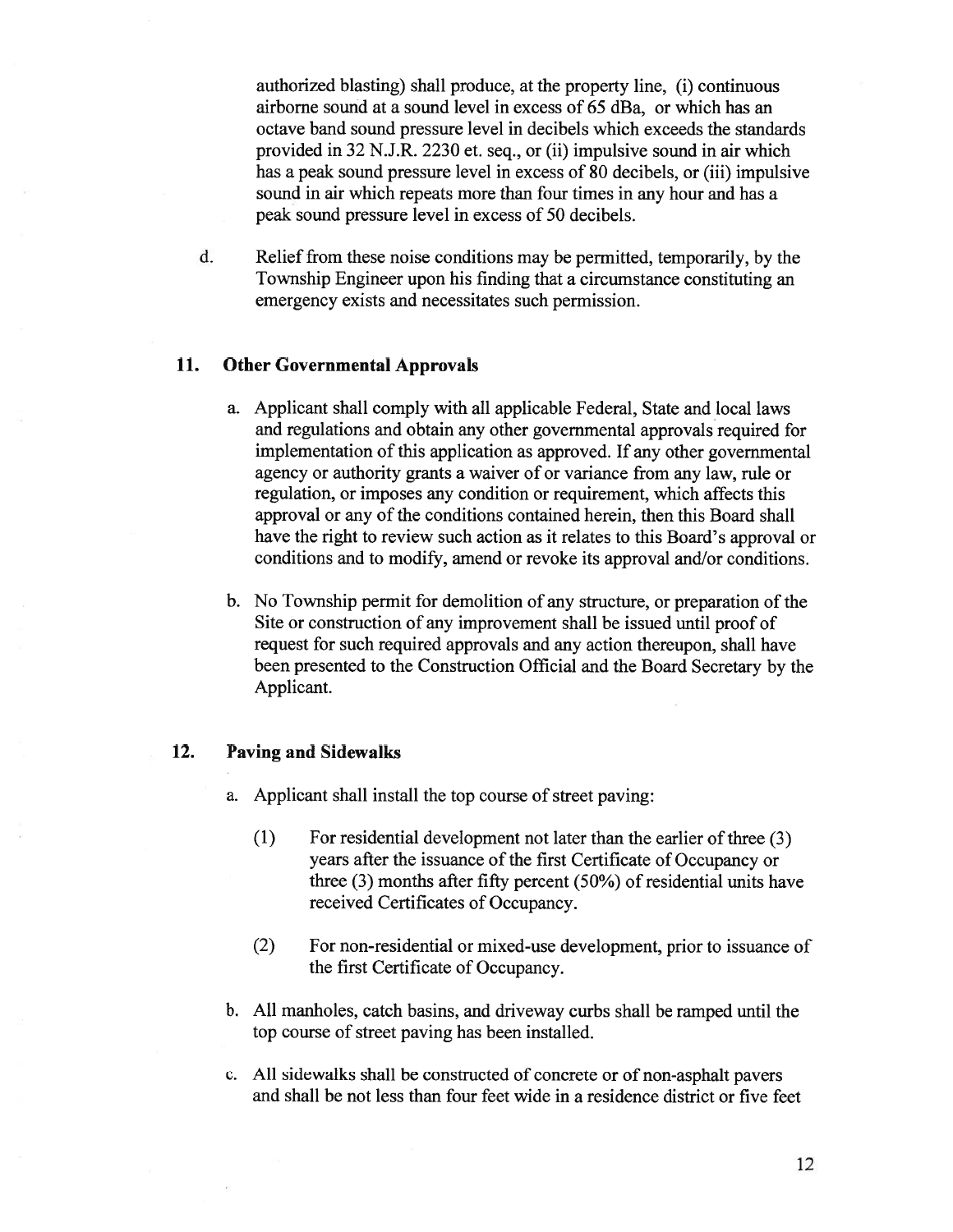authorized blasting) shall produce, at the property line, (i) continuous airborne sound at a sound level in excess of 65 dBa, or which has an octave band sound pressure level in decibels which exceeds the standards provided in 32 N.J.R. 2230 et. seq., or (ii) impulsive sound in air which has a peak sound pressure level in excess of 80 decibels, or (iii) impulsive sound in air which repeats more than four times in any hour and has a peak sound pressure level in excess of 50 decibels.

d. Relief from these noise conditions may be permitted, temporarily, by the Township Engineer upon his finding that a circumstance constituting an emergency exists and necessitates such permission.

## 11. Other Governmental Approvals

a. Applicant shall comply with all applicable Federal, State and local laws and regulations and obtain any other governmental approvals required for implementation of this application as approved. If any other governmental agency or authority grants a waiver of or variance from any law, rule or regulation, or imposes any condition or requirement, which affects this approval or any of the conditions contained herein, then this Board shall have the right to review such action as it relates to this Board's approval or conditions and to modify, amend or revoke its approval and/or conditions.

b. No Township permit for demolition of any structure, or preparation of the Site or construction of any improvement shall be issued until proof of request for such required approvals and any action thereupon, shall have been presented to the Construction Official and the Board Secretary by the Applicant.

## 12. Paving and Sidewalks

a. Applicant shall install the top course of street paving:

(1) For residential development not later than the earlier of three (3) years after the issuance of the first Certificate of Occupancy or three (3) months after fifty percent (50%) of residential units have received Certificates of Occupancy.

(2) For non-residential or mixed-use development, prior to issuance of the first Certificate of Occupancy.

b. All manholes, catch basins, and driveway curbs shall be ramped until the top course of street paving has been installed.

c. All sidewalks shall be constructed of concrete or of non-asphalt pavers and shall be not less than four feet wide in a residence district or five feet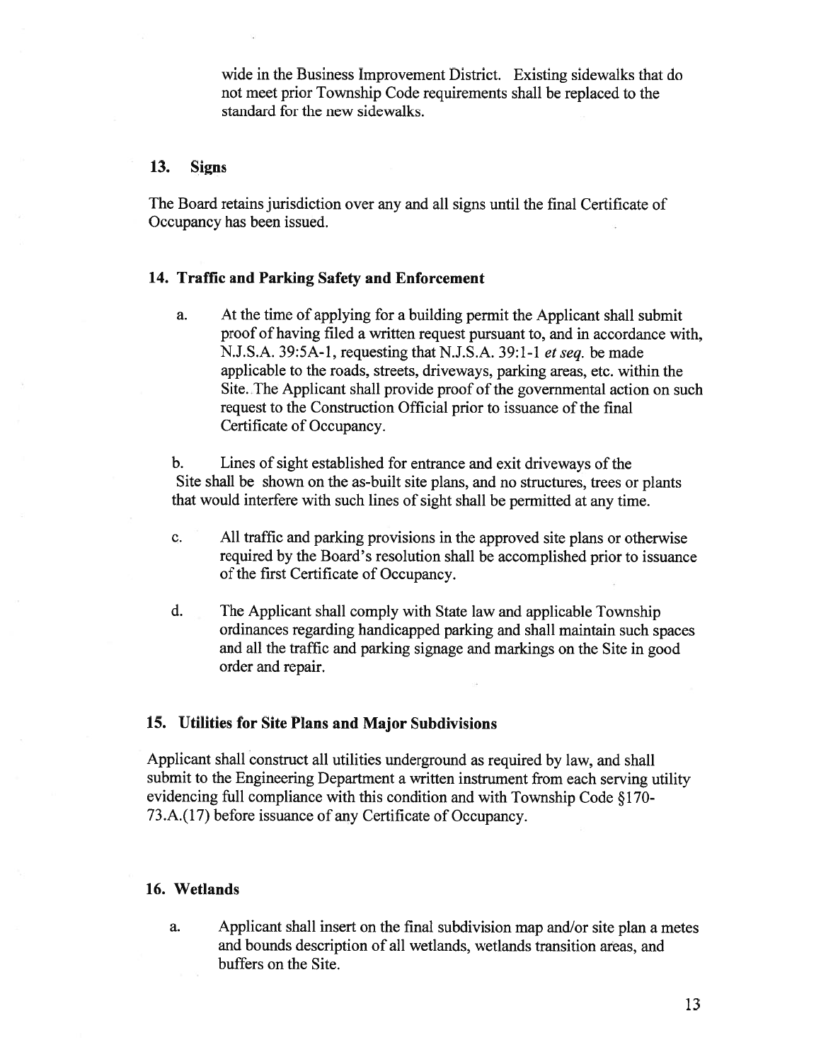wide in the Business Improvement District. Existing sidewalks that do not meet prior Township Code requirements shall be replaced to the standard for the new sidewalks.

## 13. Signs

The Board retains jurisdiction over any and all signs until the final Certificate of Occupancy has been issued.

## 14. Traffic and Parking Safety and Enforcement

a. At the time of applying for a building permit the Applicant shall submit proof of having filed a written request pursuant to, and in accordance with, N.J.S.A. 39:5A-1, requesting that N.J.S.A. 39:1-1 *et seq.* be made applicable to the roads, streets, driveways, parking areas, etc. within the Site. The Applicant shall provide proof of the governmental action on such request to the Construction Official prior to issuance of the final Certificate of Occupancy.

b. Lines of sight established for entrance and exit driveways of the Site shall be shown on the as-built site plans, and no structures, trees or plants that would interfere with such lines of sight shall be permitted at any time.

c. All traffic and parking provisions in the approved site plans or otherwise required by the Board's resolution shall be accomplished prior to issuance of the first Certificate of Occupancy.

d. The Applicant shall comply with State law and applicable Township ordinances regarding handicapped parking and shall maintain such spaces and all the traffic and parking signage and markings on the Site in good order and repair.

## 15. Utilities for Site Plans and Major Subdivisions

Applicant shall construct all utilities underground as required by law, and shall submit to the Engineering Department a written instrument from each serving utility evidencing full compliance with this condition and with Township Code §170-73.A.(17) before issuance of any Certificate of Occupancy.

## 16. Wetlands

a. Applicant shall insert on the final subdivision map and/or site plan a metes and bounds description of all wetlands, wetlands transition areas, and buffers on the Site.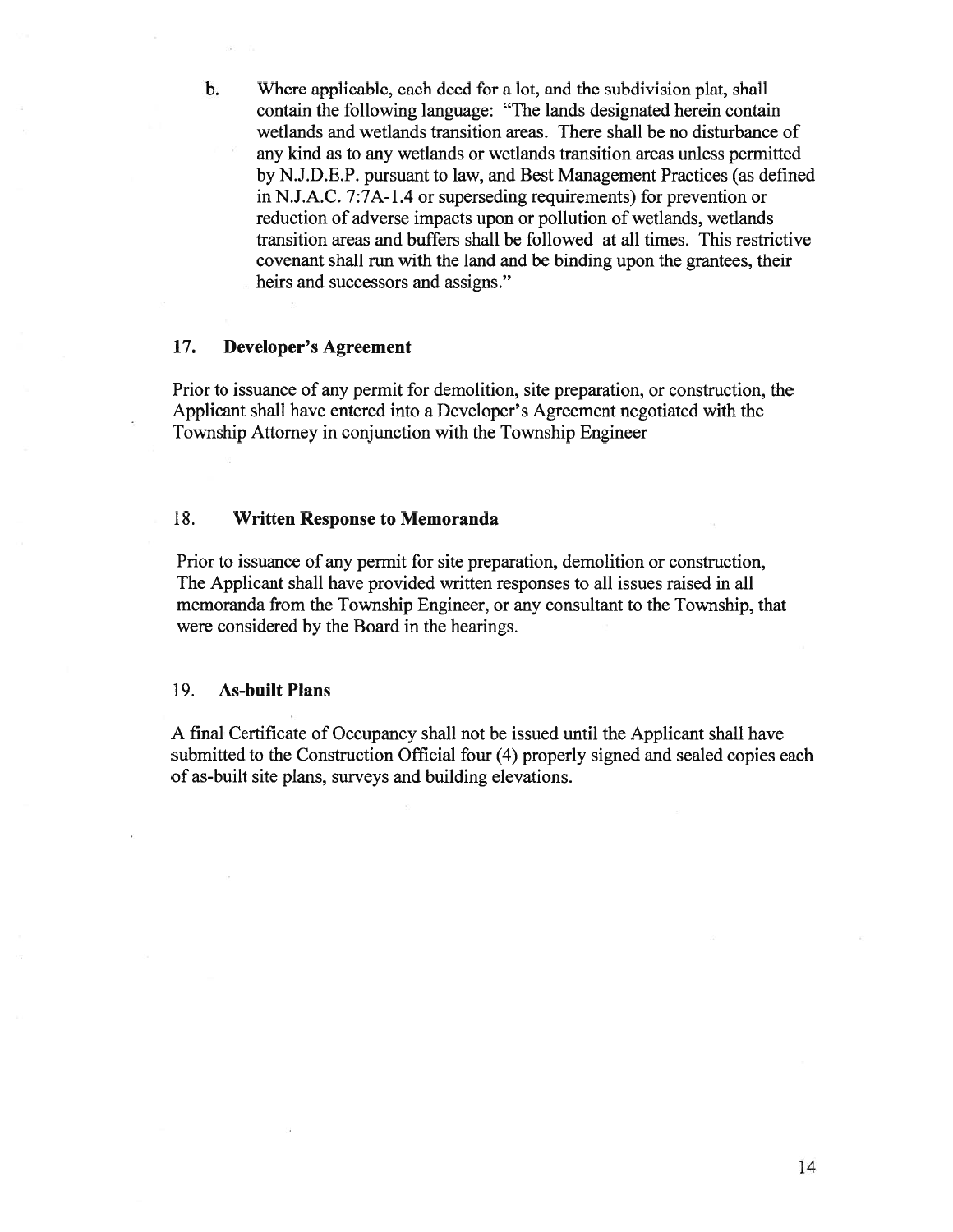b. Where applicable, each deed for a lot, and the subdivision plat, shall contain the following language: "The lands designated herein contain wetlands and wetlands transition areas. There shall be no disturbance of any kind as to any wetlands or wetlands transition areas unless permitted by N.J.D.E.P. pursuant to law, and Best Management Practices (as defined in N.J.A.C. 7:7A-1.4 or superseding requirements) for prevention or reduction of adverse impacts upon or pollution of wetlands, wetlands transition areas and buffers shall be followed at all times. This restrictive covenant shall run with the land and be binding upon the grantees, their heirs and successors and assigns."

**17. Developer's Agreement**

Prior to issuance of any permit for demolition, site preparation, or construction, the Applicant shall have entered into a Developer's Agreement negotiated with the Township Attorney in conjunction with the Township Engineer

**18. Written Response to Memoranda**

Prior to issuance of any permit for site preparation, demolition or construction, The Applicant shall have provided written responses to all issues raised in all memoranda from the Township Engineer, or any consultant to the Township, that were considered by the Board in the hearings.

**19. As-built Plans**

A final Certificate of Occupancy shall not be issued until the Applicant shall have submitted to the Construction Official four (4) properly signed and sealed copies each of as-built site plans, surveys and building elevations.